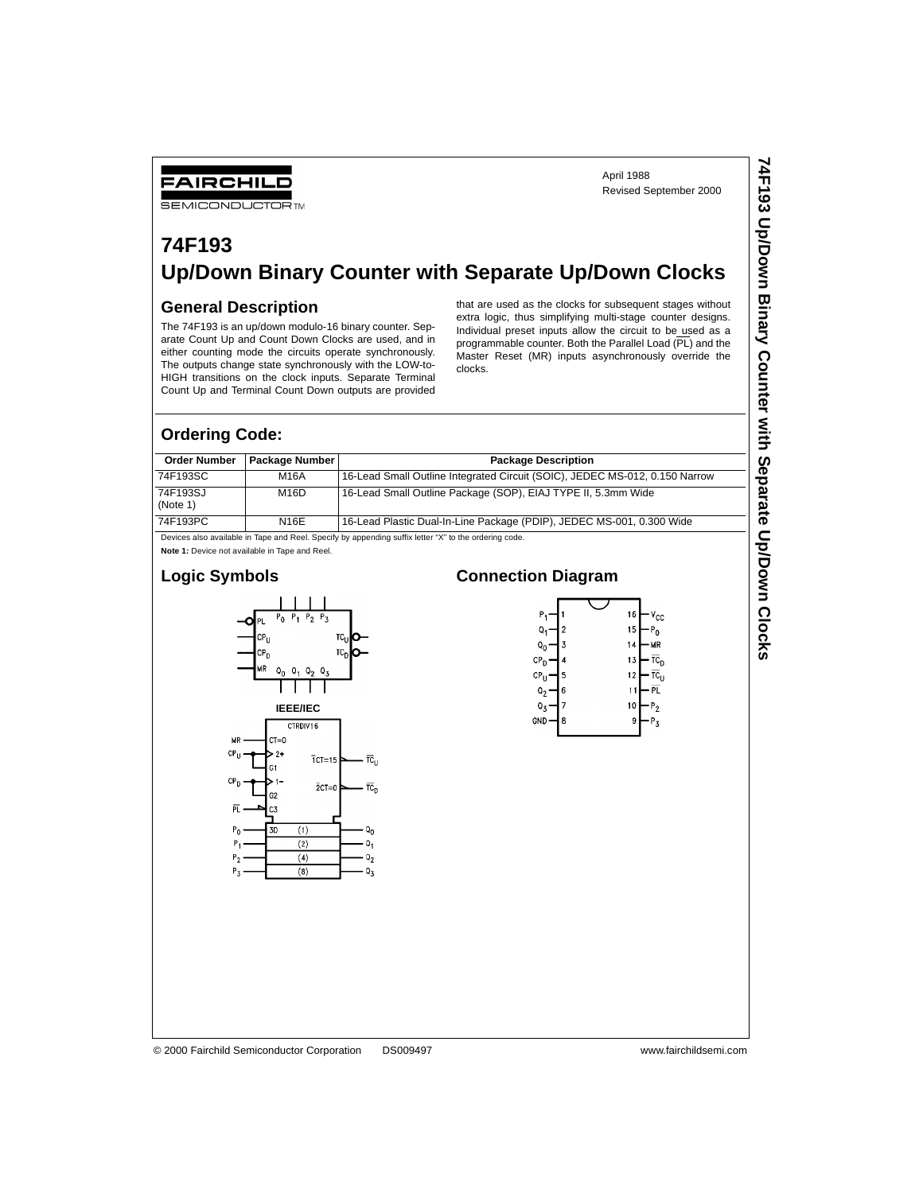FAIRCHILD SEMICONDUCTOR™

April 1988
Revised September 2000

# 74F193
# Up/Down Binary Counter with Separate Up/Down Clocks

## General Description

The 74F193 is an up/down modulo-16 binary counter. Separate Count Up and Count Down Clocks are used, and in either counting mode the circuits operate synchronously. The outputs change state synchronously with the LOW-to-HIGH transitions on the clock inputs. Separate Terminal Count Up and Terminal Count Down outputs are provided that are used as the clocks for subsequent stages without extra logic, thus simplifying multi-stage counter designs. Individual preset inputs allow the circuit to be used as a programmable counter. Both the Parallel Load ($\overline{PL}$) and the Master Reset (MR) inputs asynchronously override the clocks.

## Ordering Code:

| Order Number | Package Number | Package Description |
|---|---|---|
| 74F193SC | M16A | 16-Lead Small Outline Integrated Circuit (SOIC), JEDEC MS-012, 0.150 Narrow |
| 74F193SJ (Note 1) | M16D | 16-Lead Small Outline Package (SOP), EIAJ TYPE II, 5.3mm Wide |
| 74F193PC | N16E | 16-Lead Plastic Dual-In-Line Package (PDIP), JEDEC MS-001, 0.300 Wide |

Devices also available in Tape and Reel. Specify by appending suffix letter "X" to the ordering code.

**Note 1:** Device not available in Tape and Reel.

## Logic Symbols

IEEE/IEC

## Connection Diagram

| Pin | Name | Pin | Name |
|---|---|---|---|
| 1 | $P_1$ | 16 | $V_{CC}$ |
| 2 | $Q_1$ | 15 | $P_0$ |
| 3 | $Q_0$ | 14 | MR |
| 4 | $CP_D$ | 13 | $\overline{TC}_D$ |
| 5 | $CP_U$ | 12 | $\overline{TC}_U$ |
| 6 | $Q_2$ | 11 | $\overline{PL}$ |
| 7 | $Q_3$ | 10 | $P_2$ |
| 8 | GND | 9 | $P_3$ |

© 2000 Fairchild Semiconductor Corporation DS009497 www.fairchildsemi.com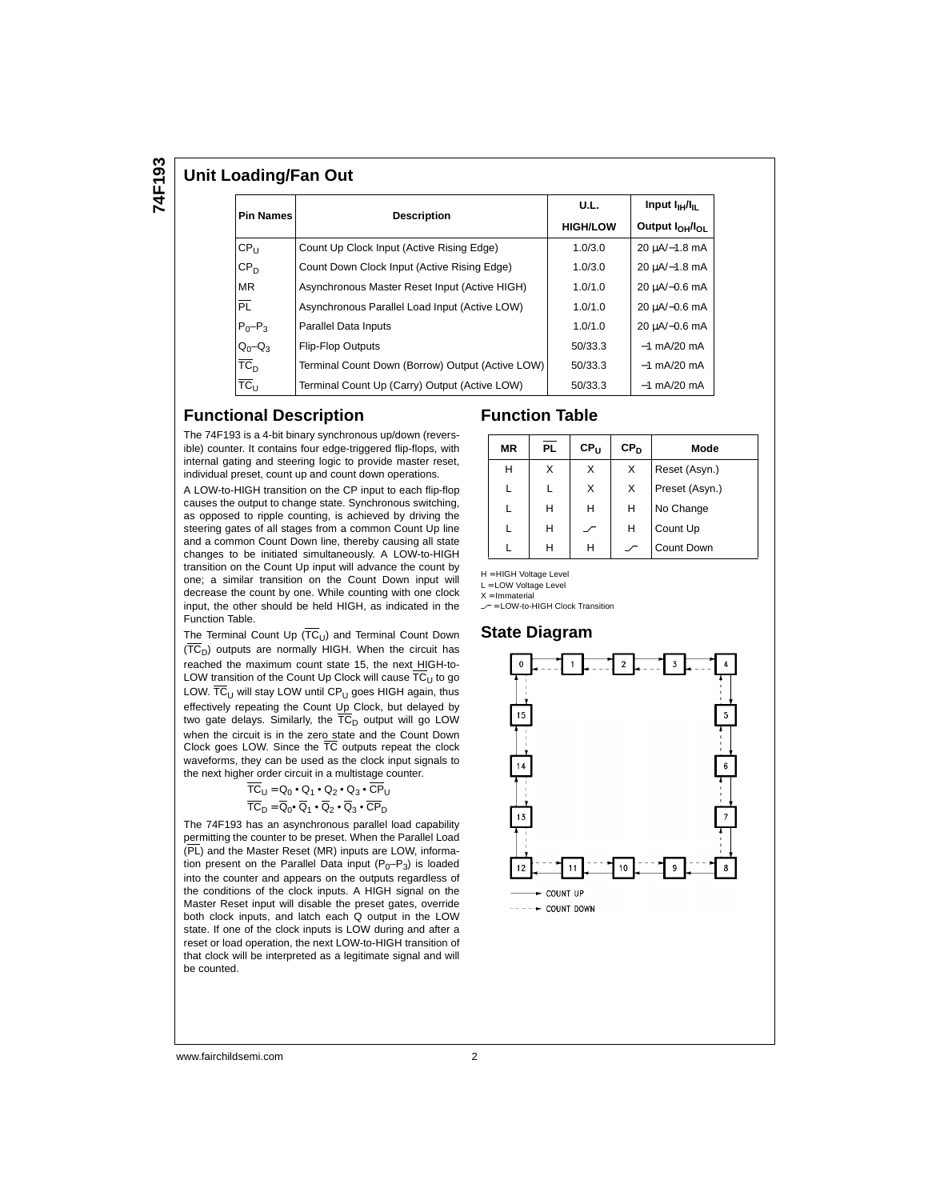## Unit Loading/Fan Out

| Pin Names | Description | U.L. HIGH/LOW | Input $I_{IH}/I_{IL}$ Output $I_{OH}/I_{OL}$ |
|---|---|---|---|
| $CP_U$ | Count Up Clock Input (Active Rising Edge) | 1.0/3.0 | 20 µA/−1.8 mA |
| $CP_D$ | Count Down Clock Input (Active Rising Edge) | 1.0/3.0 | 20 µA/−1.8 mA |
| MR | Asynchronous Master Reset Input (Active HIGH) | 1.0/1.0 | 20 µA/−0.6 mA |
| $\overline{PL}$ | Asynchronous Parallel Load Input (Active LOW) | 1.0/1.0 | 20 µA/−0.6 mA |
| $P_0$–$P_3$ | Parallel Data Inputs | 1.0/1.0 | 20 µA/−0.6 mA |
| $Q_0$–$Q_3$ | Flip-Flop Outputs | 50/33.3 | −1 mA/20 mA |
| $\overline{TC}_D$ | Terminal Count Down (Borrow) Output (Active LOW) | 50/33.3 | −1 mA/20 mA |
| $\overline{TC}_U$ | Terminal Count Up (Carry) Output (Active LOW) | 50/33.3 | −1 mA/20 mA |

## Functional Description

The 74F193 is a 4-bit binary synchronous up/down (reversible) counter. It contains four edge-triggered flip-flops, with internal gating and steering logic to provide master reset, individual preset, count up and count down operations.

A LOW-to-HIGH transition on the CP input to each flip-flop causes the output to change state. Synchronous switching, as opposed to ripple counting, is achieved by driving the steering gates of all stages from a common Count Up line and a common Count Down line, thereby causing all state changes to be initiated simultaneously. A LOW-to-HIGH transition on the Count Up input will advance the count by one; a similar transition on the Count Down input will decrease the count by one. While counting with one clock input, the other should be held HIGH, as indicated in the Function Table.

The Terminal Count Up ($\overline{TC}_U$) and Terminal Count Down ($\overline{TC}_D$) outputs are normally HIGH. When the circuit has reached the maximum count state 15, the next HIGH-to-LOW transition of the Count Up Clock will cause $\overline{TC}_U$ to go LOW. $\overline{TC}_U$ will stay LOW until $CP_U$ goes HIGH again, thus effectively repeating the Count Up Clock, but delayed by two gate delays. Similarly, the $\overline{TC}_D$ output will go LOW when the circuit is in the zero state and the Count Down Clock goes LOW. Since the $\overline{TC}$ outputs repeat the clock waveforms, they can be used as the clock input signals to the next higher order circuit in a multistage counter.

$$\overline{TC}_U = Q_0 \bullet Q_1 \bullet Q_2 \bullet Q_3 \bullet \overline{CP}_U$$

$$\overline{TC}_D = \overline{Q}_0 \bullet \overline{Q}_1 \bullet \overline{Q}_2 \bullet \overline{Q}_3 \bullet \overline{CP}_D$$

The 74F193 has an asynchronous parallel load capability permitting the counter to be preset. When the Parallel Load ($\overline{PL}$) and the Master Reset (MR) inputs are LOW, information present on the Parallel Data input ($P_0$–$P_3$) is loaded into the counter and appears on the outputs regardless of the conditions of the clock inputs. A HIGH signal on the Master Reset input will disable the preset gates, override both clock inputs, and latch each Q output in the LOW state. If one of the clock inputs is LOW during and after a reset or load operation, the next LOW-to-HIGH transition of that clock will be interpreted as a legitimate signal and will be counted.

## Function Table

| MR | $\overline{PL}$ | $CP_U$ | $CP_D$ | Mode |
|---|---|---|---|---|
| H | X | X | X | Reset (Asyn.) |
| L | L | X | X | Preset (Asyn.) |
| L | H | H | H | No Change |
| L | H | ⌐ | H | Count Up |
| L | H | H | ⌐ | Count Down |

H = HIGH Voltage Level
L = LOW Voltage Level
X = Immaterial
⌐ = LOW-to-HIGH Clock Transition

## State Diagram

→ COUNT UP
- - → COUNT DOWN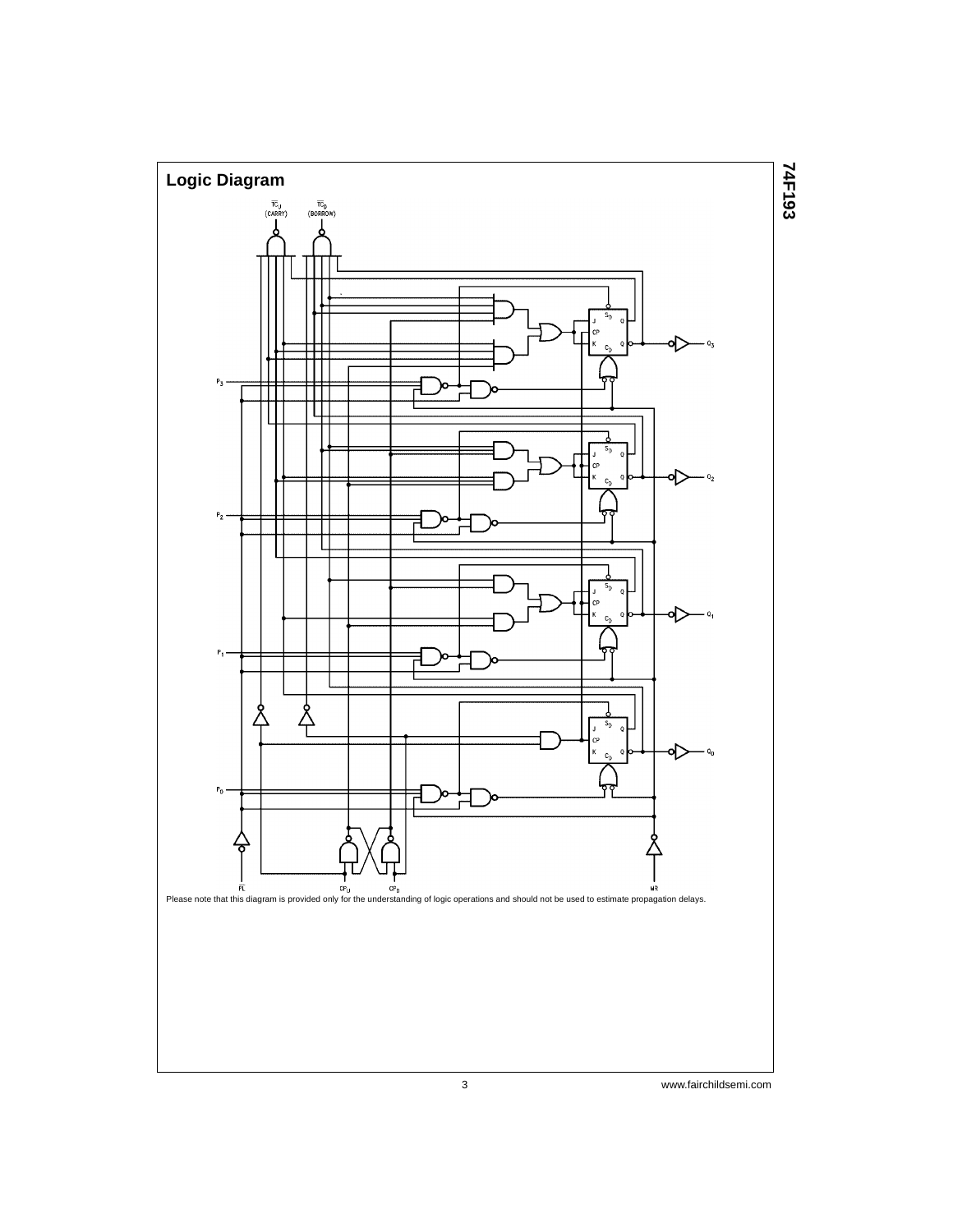## Logic Diagram

Please note that this diagram is provided only for the understanding of logic operations and should not be used to estimate propagation delays.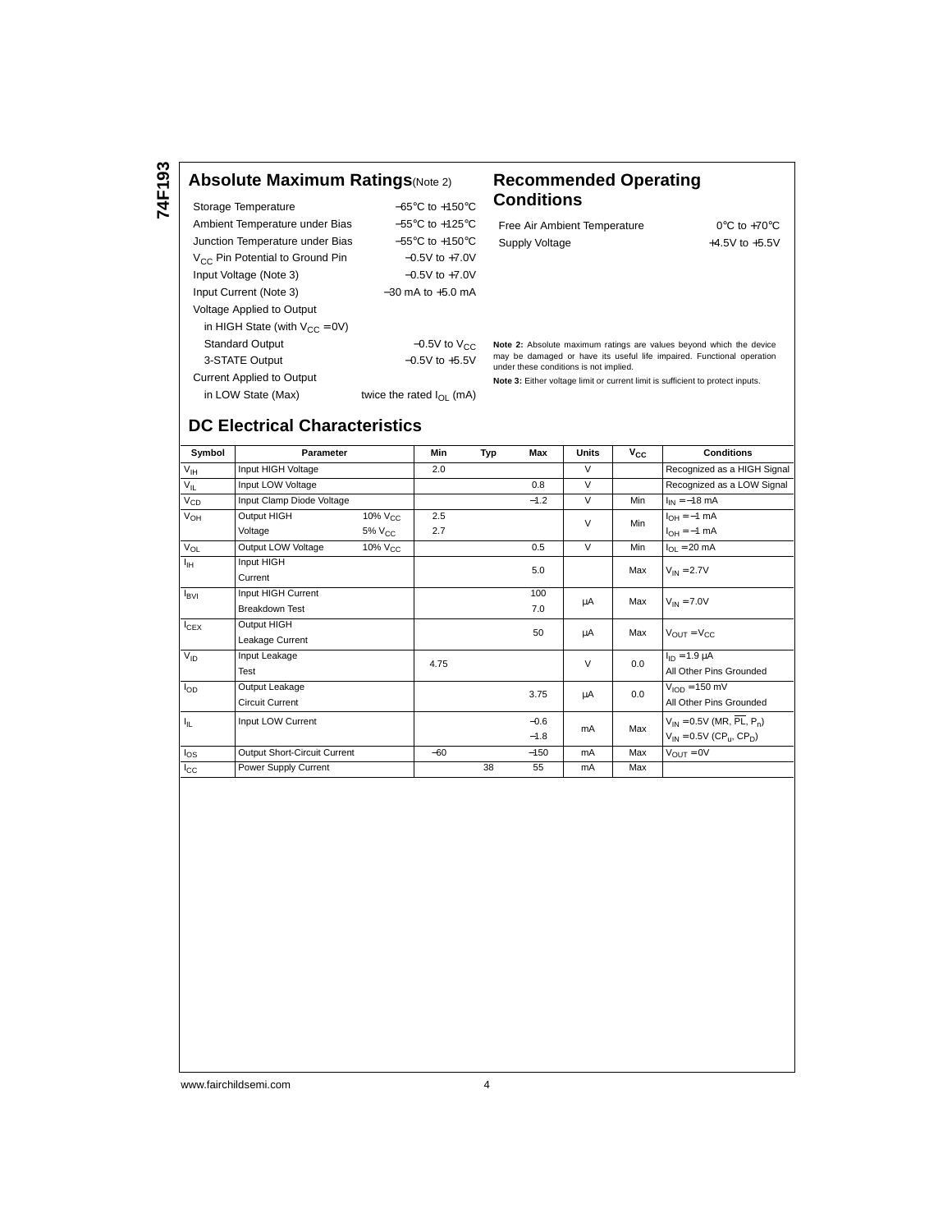## Absolute Maximum Ratings (Note 2)

| | |
|---|---|
| Storage Temperature | −65°C to +150°C |
| Ambient Temperature under Bias | −55°C to +125°C |
| Junction Temperature under Bias | −55°C to +150°C |
| $V_{CC}$ Pin Potential to Ground Pin | −0.5V to +7.0V |
| Input Voltage (Note 3) | −0.5V to +7.0V |
| Input Current (Note 3) | −30 mA to +5.0 mA |
| Voltage Applied to Output in HIGH State (with $V_{CC}$ = 0V) | |
| Standard Output | −0.5V to $V_{CC}$ |
| 3-STATE Output | −0.5V to +5.5V |
| Current Applied to Output in LOW State (Max) | twice the rated $I_{OL}$ (mA) |

## Recommended Operating Conditions

| | |
|---|---|
| Free Air Ambient Temperature | 0°C to +70°C |
| Supply Voltage | +4.5V to +5.5V |

**Note 2:** Absolute maximum ratings are values beyond which the device may be damaged or have its useful life impaired. Functional operation under these conditions is not implied.

**Note 3:** Either voltage limit or current limit is sufficient to protect inputs.

## DC Electrical Characteristics

| Symbol | Parameter | | Min | Typ | Max | Units | $V_{CC}$ | Conditions |
|---|---|---|---|---|---|---|---|---|
| $V_{IH}$ | Input HIGH Voltage | | 2.0 | | | V | | Recognized as a HIGH Signal |
| $V_{IL}$ | Input LOW Voltage | | | | 0.8 | V | | Recognized as a LOW Signal |
| $V_{CD}$ | Input Clamp Diode Voltage | | | | −1.2 | V | Min | $I_{IN}$ = −18 mA |
| $V_{OH}$ | Output HIGH Voltage | 10% $V_{CC}$ | 2.5 | | | V | Min | $I_{OH}$ = −1 mA |
| | | 5% $V_{CC}$ | 2.7 | | | | | $I_{OH}$ = −1 mA |
| $V_{OL}$ | Output LOW Voltage | 10% $V_{CC}$ | | | 0.5 | V | Min | $I_{OL}$ = 20 mA |
| $I_{IH}$ | Input HIGH Current | | | | 5.0 | | Max | $V_{IN}$ = 2.7V |
| $I_{BVI}$ | Input HIGH Current Breakdown Test | | | | 100 | μA | Max | $V_{IN}$ = 7.0V |
| | | | | | 7.0 | | | |
| $I_{CEX}$ | Output HIGH Leakage Current | | | | 50 | μA | Max | $V_{OUT}$ = $V_{CC}$ |
| $V_{ID}$ | Input Leakage Test | | 4.75 | | | V | 0.0 | $I_{ID}$ = 1.9 μA All Other Pins Grounded |
| $I_{OD}$ | Output Leakage Circuit Current | | | | 3.75 | μA | 0.0 | $V_{IOD}$ = 150 mV All Other Pins Grounded |
| $I_{IL}$ | Input LOW Current | | | | −0.6 | mA | Max | $V_{IN}$ = 0.5V (MR, $\overline{PL}$, $P_n$) |
| | | | | | −1.8 | | | $V_{IN}$ = 0.5V ($CP_u$, $CP_D$) |
| $I_{OS}$ | Output Short-Circuit Current | | −60 | | −150 | mA | Max | $V_{OUT}$ = 0V |
| $I_{CC}$ | Power Supply Current | | | 38 | 55 | mA | Max | |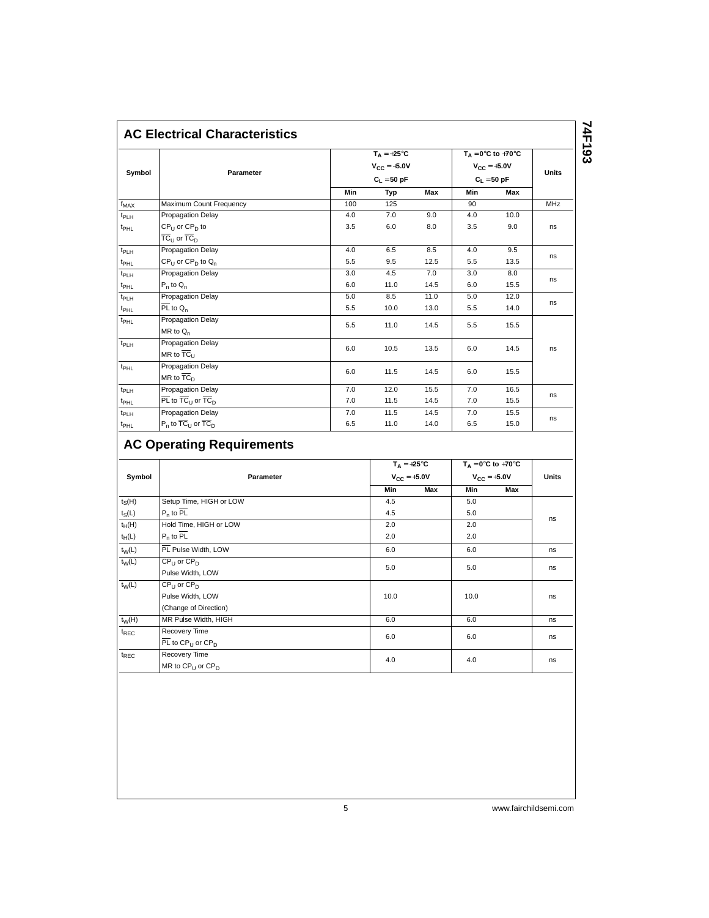## AC Electrical Characteristics

| Symbol | Parameter | $T_A = +25°C$, $V_{CC} = +5.0V$, $C_L = 50$ pF | | | $T_A = 0°C$ to $+70°C$, $V_{CC} = +5.0V$, $C_L = 50$ pF | | Units |
|---|---|---|---|---|---|---|---|
| | | Min | Typ | Max | Min | Max | |
| $f_{MAX}$ | Maximum Count Frequency | 100 | 125 | | 90 | | MHz |
| $t_{PLH}$ | Propagation Delay | 4.0 | 7.0 | 9.0 | 4.0 | 10.0 | ns |
| $t_{PHL}$ | $CP_U$ or $CP_D$ to $\overline{TC}_U$ or $\overline{TC}_D$ | 3.5 | 6.0 | 8.0 | 3.5 | 9.0 | |
| $t_{PLH}$ | Propagation Delay | 4.0 | 6.5 | 8.5 | 4.0 | 9.5 | ns |
| $t_{PHL}$ | $CP_U$ or $CP_D$ to $Q_n$ | 5.5 | 9.5 | 12.5 | 5.5 | 13.5 | |
| $t_{PLH}$ | Propagation Delay | 3.0 | 4.5 | 7.0 | 3.0 | 8.0 | ns |
| $t_{PHL}$ | $P_n$ to $Q_n$ | 6.0 | 11.0 | 14.5 | 6.0 | 15.5 | |
| $t_{PLH}$ | Propagation Delay | 5.0 | 8.5 | 11.0 | 5.0 | 12.0 | ns |
| $t_{PHL}$ | $\overline{PL}$ to $Q_n$ | 5.5 | 10.0 | 13.0 | 5.5 | 14.0 | |
| $t_{PHL}$ | Propagation Delay MR to $Q_n$ | 5.5 | 11.0 | 14.5 | 5.5 | 15.5 | ns |
| $t_{PLH}$ | Propagation Delay MR to $\overline{TC}_U$ | 6.0 | 10.5 | 13.5 | 6.0 | 14.5 | |
| $t_{PHL}$ | Propagation Delay MR to $\overline{TC}_D$ | 6.0 | 11.5 | 14.5 | 6.0 | 15.5 | |
| $t_{PLH}$ | Propagation Delay | 7.0 | 12.0 | 15.5 | 7.0 | 16.5 | ns |
| $t_{PHL}$ | $\overline{PL}$ to $\overline{TC}_U$ or $\overline{TC}_D$ | 7.0 | 11.5 | 14.5 | 7.0 | 15.5 | |
| $t_{PLH}$ | Propagation Delay | 7.0 | 11.5 | 14.5 | 7.0 | 15.5 | ns |
| $t_{PHL}$ | $P_n$ to $\overline{TC}_U$ or $\overline{TC}_D$ | 6.5 | 11.0 | 14.0 | 6.5 | 15.0 | |

## AC Operating Requirements

| Symbol | Parameter | $T_A = +25°C$, $V_{CC} = +5.0V$ | | $T_A = 0°C$ to $+70°C$, $V_{CC} = +5.0V$ | | Units |
|---|---|---|---|---|---|---|
| | | Min | Max | Min | Max | |
| $t_S(H)$ | Setup Time, HIGH or LOW | 4.5 | | 5.0 | | ns |
| $t_S(L)$ | $P_n$ to $\overline{PL}$ | 4.5 | | 5.0 | | |
| $t_H(H)$ | Hold Time, HIGH or LOW | 2.0 | | 2.0 | | |
| $t_H(L)$ | $P_n$ to $\overline{PL}$ | 2.0 | | 2.0 | | |
| $t_W(L)$ | $\overline{PL}$ Pulse Width, LOW | 6.0 | | 6.0 | | ns |
| $t_W(L)$ | $CP_U$ or $CP_D$ Pulse Width, LOW | 5.0 | | 5.0 | | ns |
| $t_W(L)$ | $CP_U$ or $CP_D$ Pulse Width, LOW (Change of Direction) | 10.0 | | 10.0 | | ns |
| $t_W(H)$ | MR Pulse Width, HIGH | 6.0 | | 6.0 | | ns |
| $t_{REC}$ | Recovery Time $\overline{PL}$ to $CP_U$ or $CP_D$ | 6.0 | | 6.0 | | ns |
| $t_{REC}$ | Recovery Time MR to $CP_U$ or $CP_D$ | 4.0 | | 4.0 | | ns |